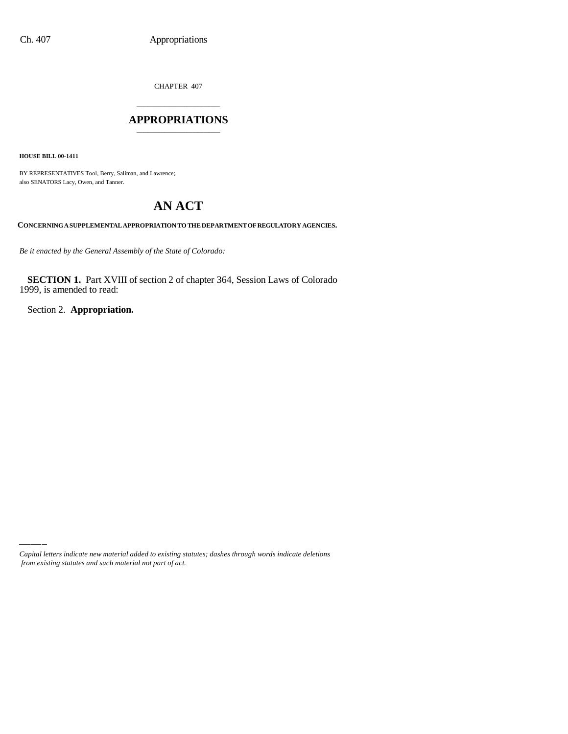CHAPTER 407

# APPROPRIATIONS

**HOUSE BILL 00-1411**

BY REPRESENTATIVES Tool, Berry, Saliman, and Lawrence;
also SENATORS Lacy, Owen, and Tanner.

# AN ACT

**CONCERNING A SUPPLEMENTAL APPROPRIATION TO THE DEPARTMENT OF REGULATORY AGENCIES.**

*Be it enacted by the General Assembly of the State of Colorado:*

**SECTION 1.** Part XVIII of section 2 of chapter 364, Session Laws of Colorado 1999, is amended to read:

Section 2. **Appropriation.**

---

*Capital letters indicate new material added to existing statutes; dashes through words indicate deletions from existing statutes and such material not part of act.*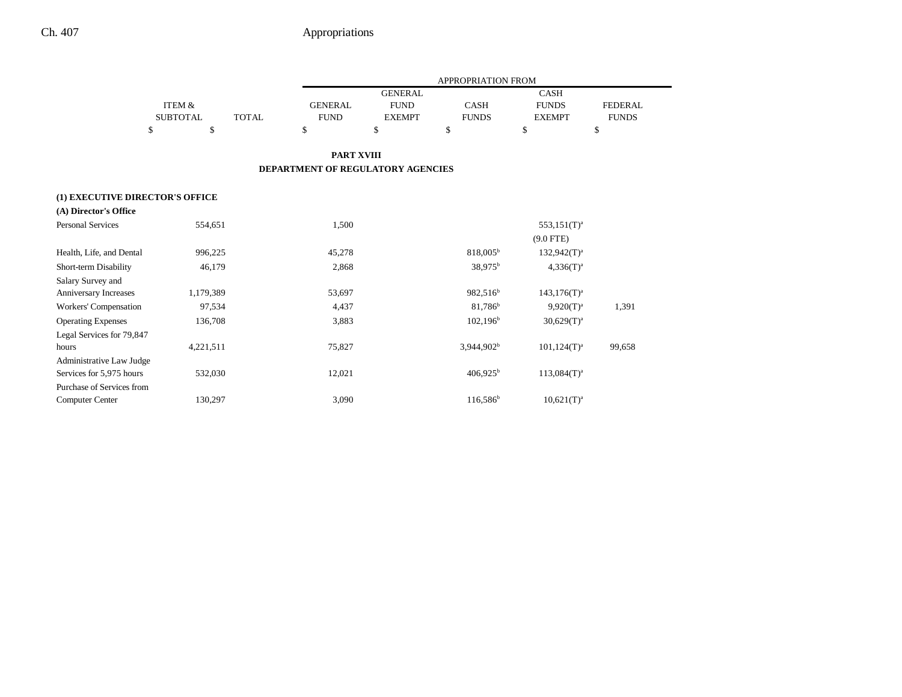| | ITEM & SUBTOTAL | TOTAL | GENERAL FUND | GENERAL FUND EXEMPT | CASH FUNDS | CASH FUNDS EXEMPT | FEDERAL FUNDS |
|---|---|---|---|---|---|---|---|
| | | | APPROPRIATION FROM | | | | |
| | $ | $ | $ | $ | $ | $ | $ |

**PART XVIII**

**DEPARTMENT OF REGULATORY AGENCIES**

| | ITEM & SUBTOTAL | TOTAL | GENERAL FUND | GENERAL FUND EXEMPT | CASH FUNDS | CASH FUNDS EXEMPT | FEDERAL FUNDS |
|---|---|---|---|---|---|---|---|
| **(1) EXECUTIVE DIRECTOR'S OFFICE** | | | | | | | |
| **(A) Director's Office** | | | | | | | |
| Personal Services | 554,651 | | 1,500 | | | 553,151(T)[a] | |
| | | | | | | (9.0 FTE) | |
| Health, Life, and Dental | 996,225 | | 45,278 | | 818,005[b] | 132,942(T)[a] | |
| Short-term Disability | 46,179 | | 2,868 | | 38,975[b] | 4,336(T)[a] | |
| Salary Survey and Anniversary Increases | 1,179,389 | | 53,697 | | 982,516[b] | 143,176(T)[a] | |
| Workers' Compensation | 97,534 | | 4,437 | | 81,786[b] | 9,920(T)[a] | 1,391 |
| Operating Expenses | 136,708 | | 3,883 | | 102,196[b] | 30,629(T)[a] | |
| Legal Services for 79,847 hours | 4,221,511 | | 75,827 | | 3,944,902[b] | 101,124(T)[a] | 99,658 |
| Administrative Law Judge Services for 5,975 hours | 532,030 | | 12,021 | | 406,925[b] | 113,084(T)[a] | |
| Purchase of Services from Computer Center | 130,297 | | 3,090 | | 116,586[b] | 10,621(T)[a] | |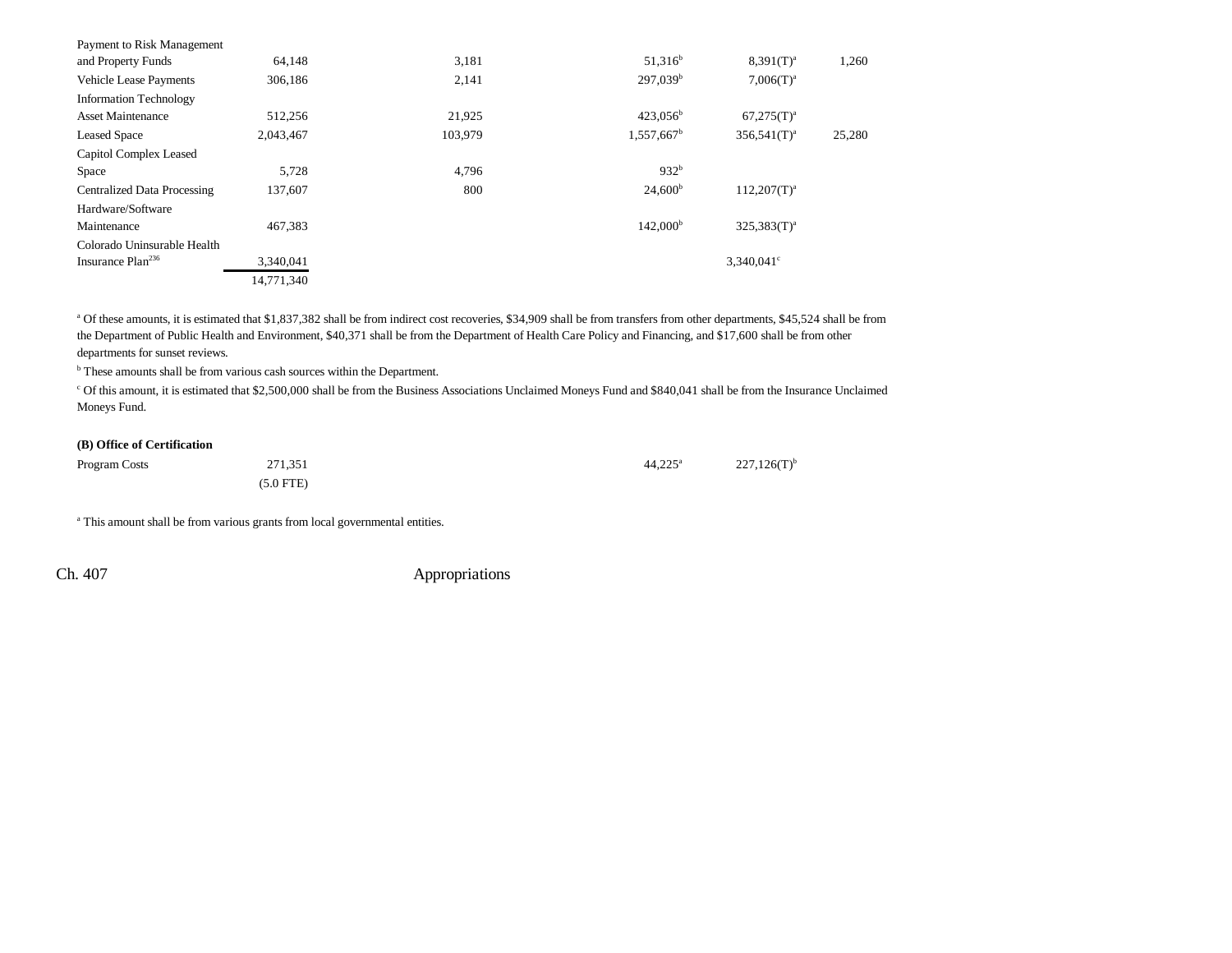| | | | | | |
|---|---|---|---|---|---|
| Payment to Risk Management and Property Funds | 64,148 | 3,181 | 51,316[b] | 8,391(T)[a] | 1,260 |
| Vehicle Lease Payments | 306,186 | 2,141 | 297,039[b] | 7,006(T)[a] | |
| Information Technology Asset Maintenance | 512,256 | 21,925 | 423,056[b] | 67,275(T)[a] | |
| Leased Space | 2,043,467 | 103,979 | 1,557,667[b] | 356,541(T)[a] | 25,280 |
| Capitol Complex Leased Space | 5,728 | 4,796 | 932[b] | | |
| Centralized Data Processing | 137,607 | 800 | 24,600[b] | 112,207(T)[a] | |
| Hardware/Software Maintenance | 467,383 | | 142,000[b] | 325,383(T)[a] | |
| Colorado Uninsurable Health Insurance Plan[236] | 3,340,041 | | | 3,340,041[c] | |
| | 14,771,340 | | | | |

[a] Of these amounts, it is estimated that $1,837,382 shall be from indirect cost recoveries, $34,909 shall be from transfers from other departments, $45,524 shall be from the Department of Public Health and Environment, $40,371 shall be from the Department of Health Care Policy and Financing, and $17,600 shall be from other departments for sunset reviews.

[b] These amounts shall be from various cash sources within the Department.

[c] Of this amount, it is estimated that $2,500,000 shall be from the Business Associations Unclaimed Moneys Fund and $840,041 shall be from the Insurance Unclaimed Moneys Fund.

**(B) Office of Certification**

| | | | | | |
|---|---|---|---|---|---|
| Program Costs | 271,351 | | 44,225[a] | 227,126(T)[b] | |
| | (5.0 FTE) | | | | |

[a] This amount shall be from various grants from local governmental entities.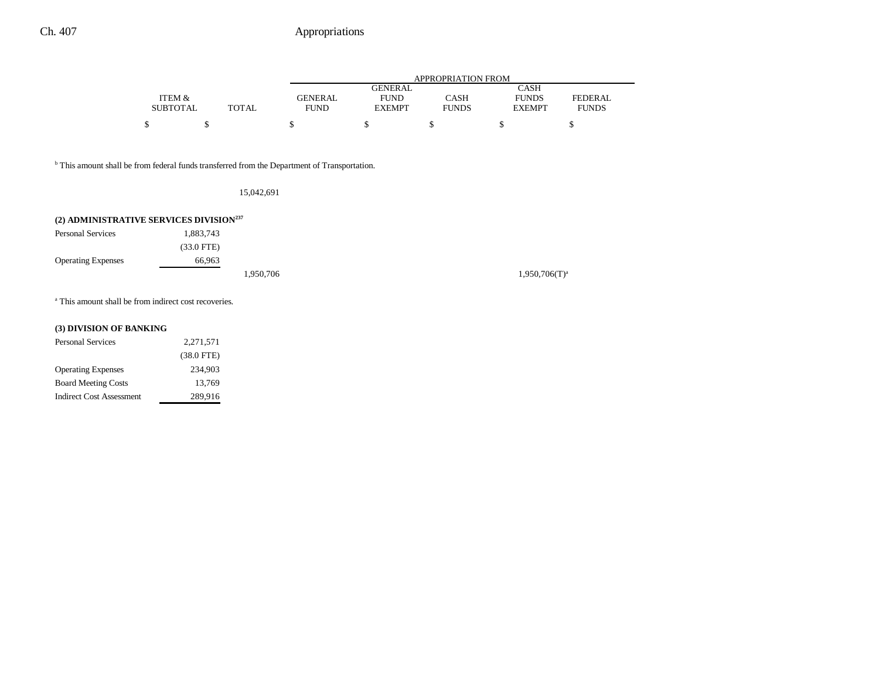| | ITEM & SUBTOTAL | TOTAL | GENERAL FUND | GENERAL FUND EXEMPT | CASH FUNDS | CASH FUNDS EXEMPT | FEDERAL FUNDS |
|---|---|---|---|---|---|---|---|
| | $ | $ | $ | $ | $ | $ | $ |

[b] This amount shall be from federal funds transferred from the Department of Transportation.

| | ITEM & SUBTOTAL | TOTAL | GENERAL FUND | GENERAL FUND EXEMPT | CASH FUNDS | CASH FUNDS EXEMPT | FEDERAL FUNDS |
|---|---|---|---|---|---|---|---|
| | | 15,042,691 | | | | | |

**(2) ADMINISTRATIVE SERVICES DIVISION[237]**

| | ITEM & SUBTOTAL | TOTAL | GENERAL FUND | GENERAL FUND EXEMPT | CASH FUNDS | CASH FUNDS EXEMPT | FEDERAL FUNDS |
|---|---|---|---|---|---|---|---|
| Personal Services | 1,883,743 | | | | | | |
| | (33.0 FTE) | | | | | | |
| Operating Expenses | 66,963 | | | | | | |
| | | 1,950,706 | | | | 1,950,706(T)[a] | |

[a] This amount shall be from indirect cost recoveries.

**(3) DIVISION OF BANKING**

| | ITEM & SUBTOTAL | TOTAL | GENERAL FUND | GENERAL FUND EXEMPT | CASH FUNDS | CASH FUNDS EXEMPT | FEDERAL FUNDS |
|---|---|---|---|---|---|---|---|
| Personal Services | 2,271,571 | | | | | | |
| | (38.0 FTE) | | | | | | |
| Operating Expenses | 234,903 | | | | | | |
| Board Meeting Costs | 13,769 | | | | | | |
| Indirect Cost Assessment | 289,916 | | | | | | |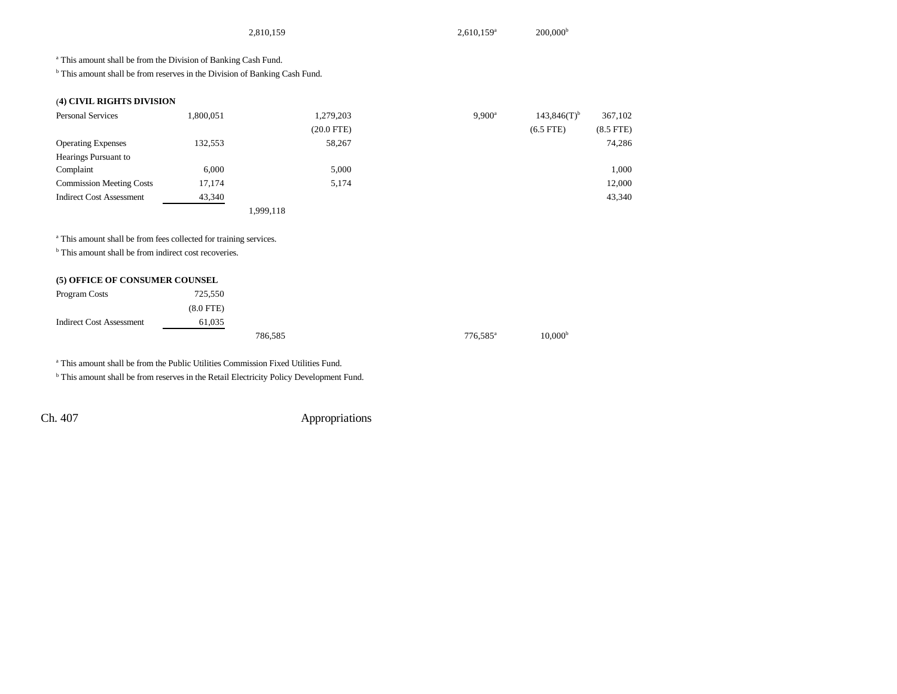| | | | | | | |
|---|---|---|---|---|---|---|
| | | 2,810,159 | | 2,610,159[a] | 200,000[b] | |

[a] This amount shall be from the Division of Banking Cash Fund.

[b] This amount shall be from reserves in the Division of Banking Cash Fund.

**(4) CIVIL RIGHTS DIVISION**

| | | | | | | |
|---|---|---|---|---|---|---|
| Personal Services | 1,800,051 | | 1,279,203 | 9,900[a] | 143,846(T)[b] | 367,102 |
| | | | (20.0 FTE) | | (6.5 FTE) | (8.5 FTE) |
| Operating Expenses | 132,553 | | 58,267 | | | 74,286 |
| Hearings Pursuant to Complaint | 6,000 | | 5,000 | | | 1,000 |
| Commission Meeting Costs | 17,174 | | 5,174 | | | 12,000 |
| Indirect Cost Assessment | 43,340 | | | | | 43,340 |
| | | 1,999,118 | | | | |

[a] This amount shall be from fees collected for training services.

[b] This amount shall be from indirect cost recoveries.

**(5) OFFICE OF CONSUMER COUNSEL**

| | | | | | |
|---|---|---|---|---|---|
| Program Costs | 725,550 | | | | |
| | (8.0 FTE) | | | | |
| Indirect Cost Assessment | 61,035 | | | | |
| | | 786,585 | | 776,585[a] | 10,000[b] |

[a] This amount shall be from the Public Utilities Commission Fixed Utilities Fund.

[b] This amount shall be from reserves in the Retail Electricity Policy Development Fund.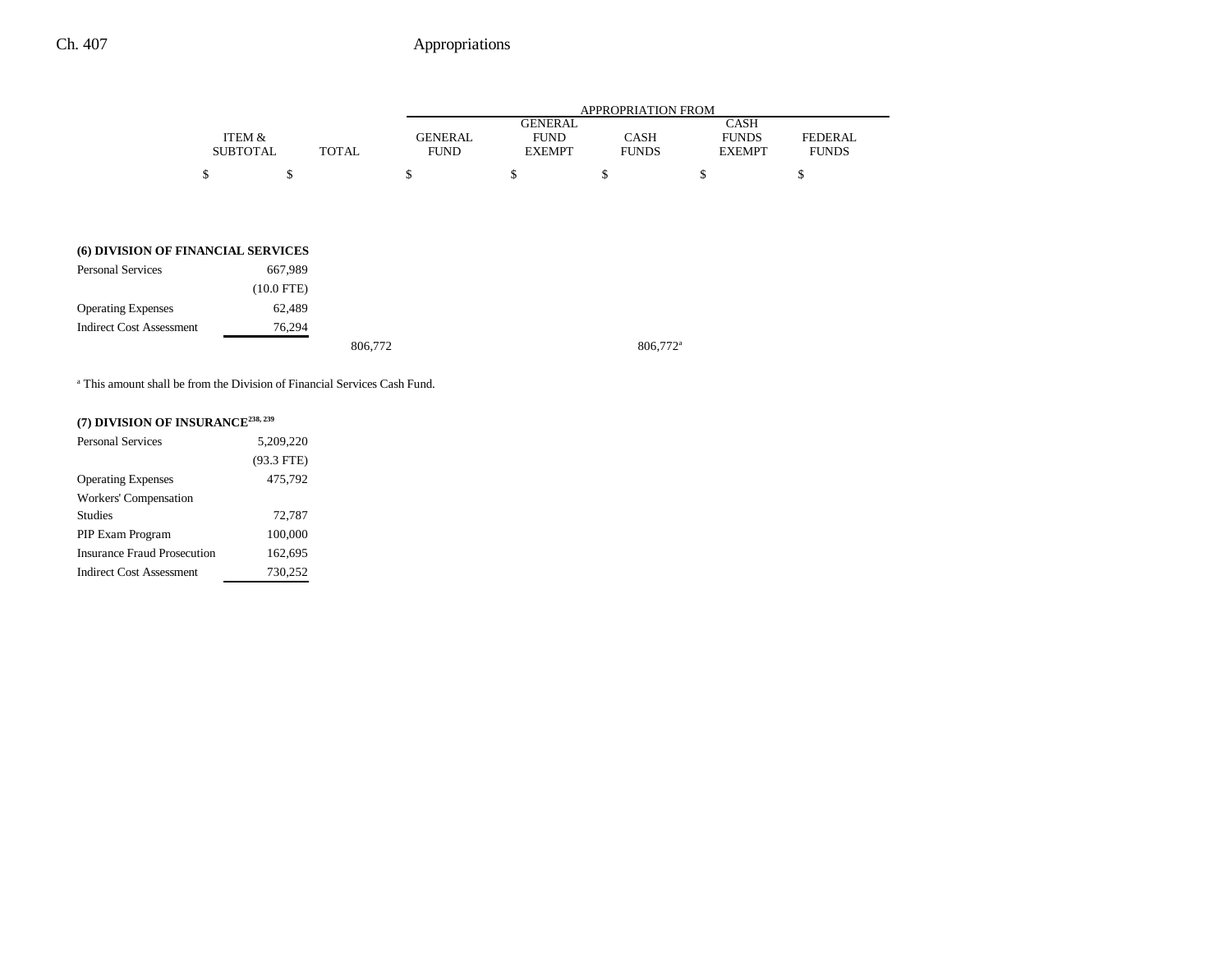| | ITEM & SUBTOTAL | TOTAL | GENERAL FUND | GENERAL FUND EXEMPT | CASH FUNDS | CASH FUNDS EXEMPT | FEDERAL FUNDS |
|---|---|---|---|---|---|---|---|
| | $ | $ | $ | $ | $ | $ | $ |
| **(6) DIVISION OF FINANCIAL SERVICES** | | | | | | | |
| Personal Services | 667,989 | | | | | | |
| | (10.0 FTE) | | | | | | |
| Operating Expenses | 62,489 | | | | | | |
| Indirect Cost Assessment | 76,294 | | | | | | |
| | | 806,772 | | | 806,772[a] | | |

[a] This amount shall be from the Division of Financial Services Cash Fund.

| | ITEM & SUBTOTAL | TOTAL | GENERAL FUND | GENERAL FUND EXEMPT | CASH FUNDS | CASH FUNDS EXEMPT | FEDERAL FUNDS |
|---|---|---|---|---|---|---|---|
| **(7) DIVISION OF INSURANCE[238, 239]** | | | | | | | |
| Personal Services | 5,209,220 | | | | | | |
| | (93.3 FTE) | | | | | | |
| Operating Expenses | 475,792 | | | | | | |
| Workers' Compensation Studies | 72,787 | | | | | | |
| PIP Exam Program | 100,000 | | | | | | |
| Insurance Fraud Prosecution | 162,695 | | | | | | |
| Indirect Cost Assessment | 730,252 | | | | | | |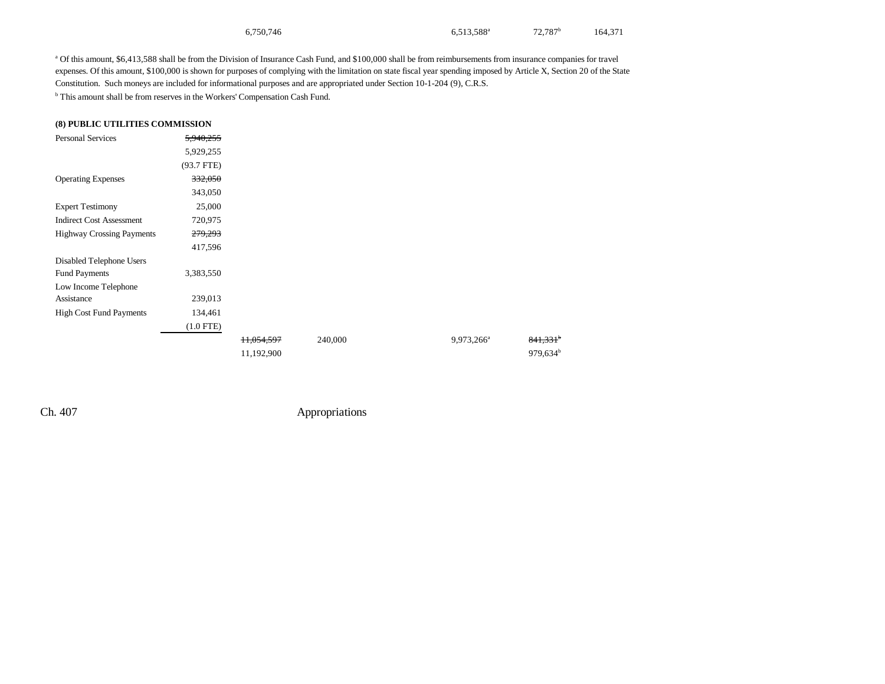| | | | | | | |
|---|---|---|---|---|---|---|
| | | 6,750,746 | | 6,513,588[a] | 72,787[b] | 164,371 |

[a] Of this amount, $6,413,588 shall be from the Division of Insurance Cash Fund, and $100,000 shall be from reimbursements from insurance companies for travel expenses. Of this amount, $100,000 is shown for purposes of complying with the limitation on state fiscal year spending imposed by Article X, Section 20 of the State Constitution. Such moneys are included for informational purposes and are appropriated under Section 10-1-204 (9), C.R.S.

[b] This amount shall be from reserves in the Workers' Compensation Cash Fund.

**(8) PUBLIC UTILITIES COMMISSION**

| | | | | | | |
|---|---|---|---|---|---|---|
| Personal Services | ~~5,940,255~~ | | | | | |
| | 5,929,255 | | | | | |
| | (93.7 FTE) | | | | | |
| Operating Expenses | ~~332,050~~ | | | | | |
| | 343,050 | | | | | |
| Expert Testimony | 25,000 | | | | | |
| Indirect Cost Assessment | 720,975 | | | | | |
| Highway Crossing Payments | ~~279,293~~ | | | | | |
| | 417,596 | | | | | |
| Disabled Telephone Users Fund Payments | 3,383,550 | | | | | |
| Low Income Telephone Assistance | 239,013 | | | | | |
| High Cost Fund Payments | 134,461 | | | | | |
| | (1.0 FTE) | | | | | |
| | | ~~11,054,597~~ | 240,000 | 9,973,266[a] | ~~841,331~~[b] | |
| | | 11,192,900 | | | 979,634[b] | |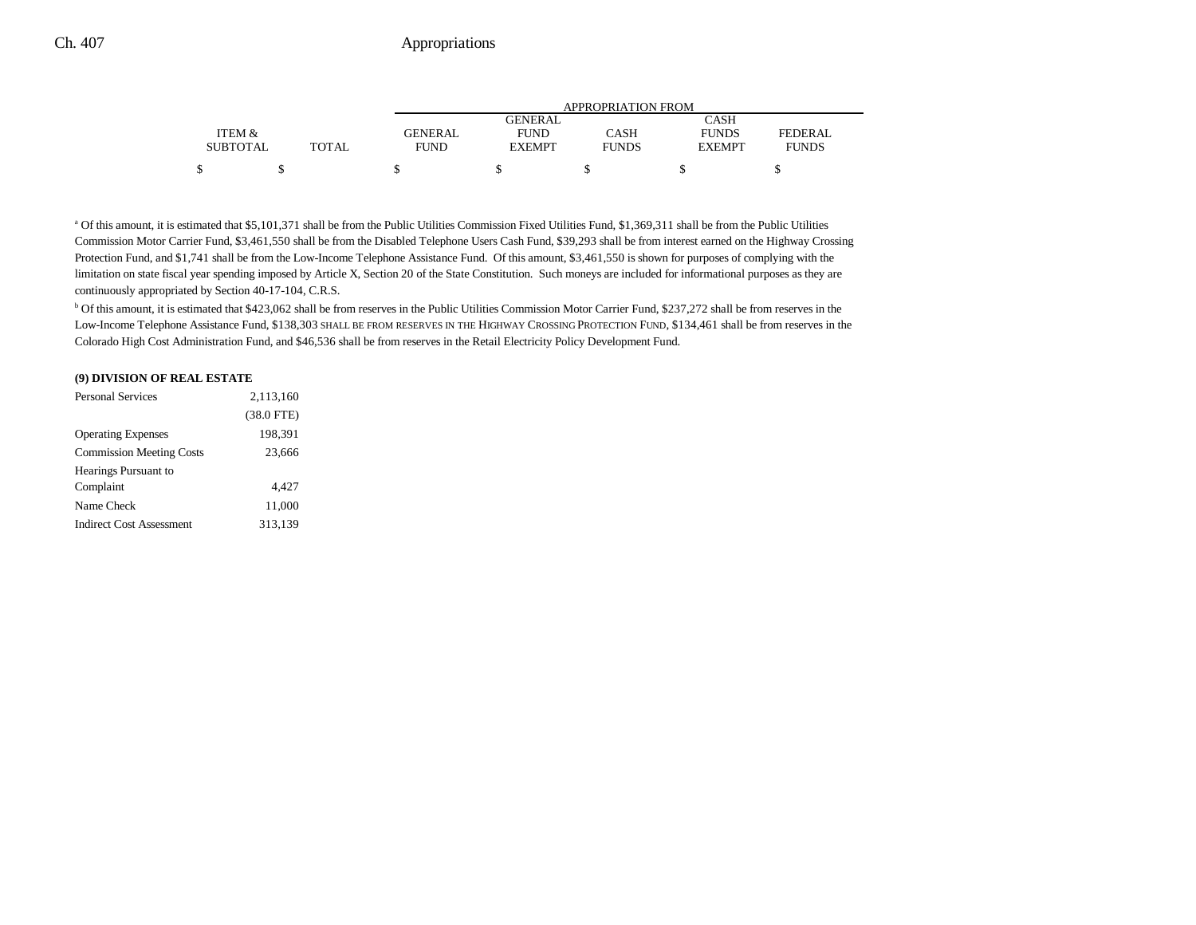| | ITEM & SUBTOTAL | TOTAL | GENERAL FUND | GENERAL FUND EXEMPT | CASH FUNDS | CASH FUNDS EXEMPT | FEDERAL FUNDS |
|---|---|---|---|---|---|---|---|
| | $ | $ | $ | $ | $ | $ | $ |

[a] Of this amount, it is estimated that $5,101,371 shall be from the Public Utilities Commission Fixed Utilities Fund, $1,369,311 shall be from the Public Utilities Commission Motor Carrier Fund, $3,461,550 shall be from the Disabled Telephone Users Cash Fund, $39,293 shall be from interest earned on the Highway Crossing Protection Fund, and $1,741 shall be from the Low-Income Telephone Assistance Fund. Of this amount, $3,461,550 is shown for purposes of complying with the limitation on state fiscal year spending imposed by Article X, Section 20 of the State Constitution. Such moneys are included for informational purposes as they are continuously appropriated by Section 40-17-104, C.R.S.

[b] Of this amount, it is estimated that $423,062 shall be from reserves in the Public Utilities Commission Motor Carrier Fund, $237,272 shall be from reserves in the Low-Income Telephone Assistance Fund, $138,303 SHALL BE FROM RESERVES IN THE HIGHWAY CROSSING PROTECTION FUND, $134,461 shall be from reserves in the Colorado High Cost Administration Fund, and $46,536 shall be from reserves in the Retail Electricity Policy Development Fund.

**(9) DIVISION OF REAL ESTATE**

| | ITEM & SUBTOTAL |
|---|---|
| Personal Services | 2,113,160 |
| | (38.0 FTE) |
| Operating Expenses | 198,391 |
| Commission Meeting Costs | 23,666 |
| Hearings Pursuant to Complaint | 4,427 |
| Name Check | 11,000 |
| Indirect Cost Assessment | 313,139 |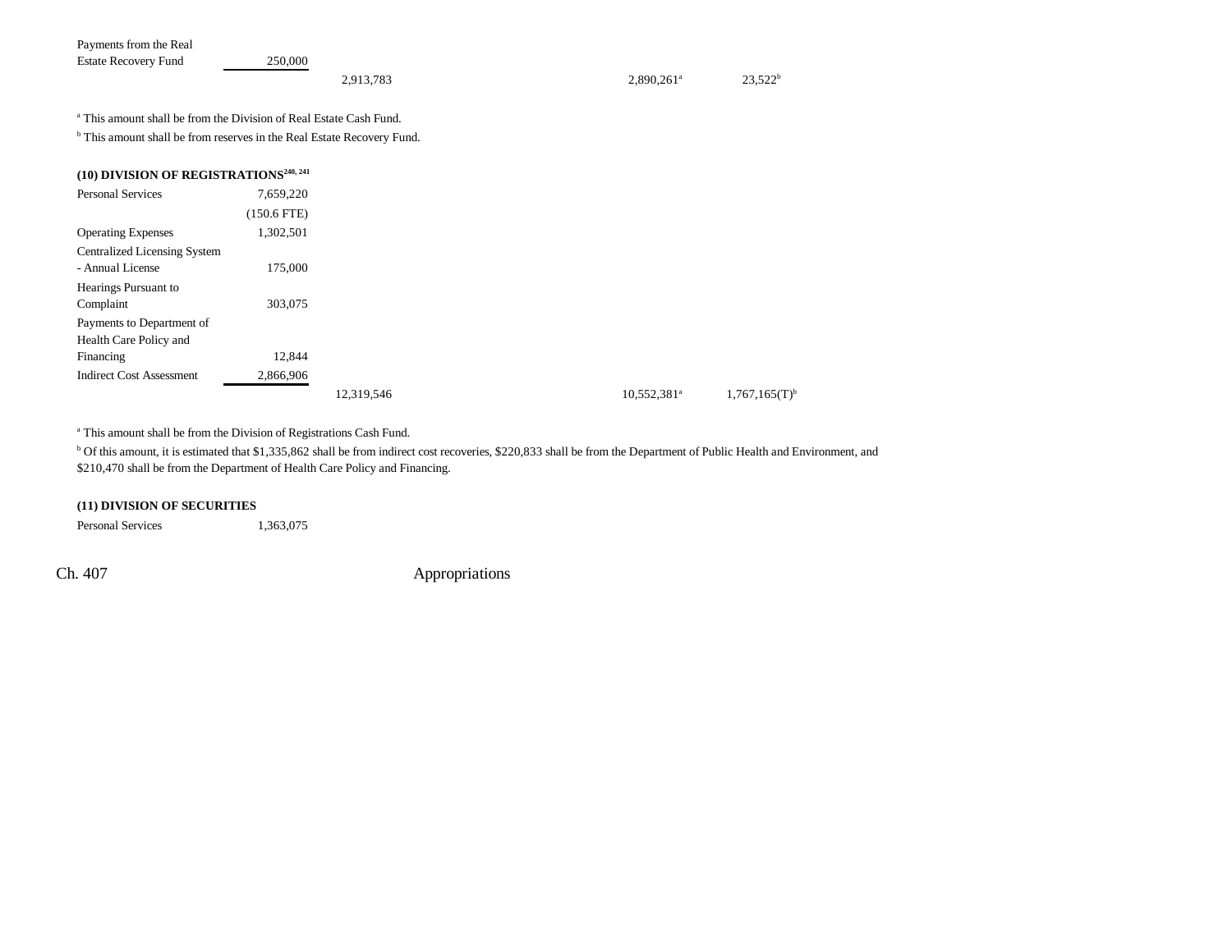| | | | | |
|---|---|---|---|---|
| Payments from the Real Estate Recovery Fund | 250,000 | | | |
| | | 2,913,783 | 2,890,261[a] | 23,522[b] |

[a] This amount shall be from the Division of Real Estate Cash Fund.

[b] This amount shall be from reserves in the Real Estate Recovery Fund.

**(10) DIVISION OF REGISTRATIONS**[240, 241]

| | | | | |
|---|---|---|---|---|
| Personal Services | 7,659,220 | | | |
| | (150.6 FTE) | | | |
| Operating Expenses | 1,302,501 | | | |
| Centralized Licensing System - Annual License | 175,000 | | | |
| Hearings Pursuant to Complaint | 303,075 | | | |
| Payments to Department of Health Care Policy and Financing | 12,844 | | | |
| Indirect Cost Assessment | 2,866,906 | | | |
| | | 12,319,546 | 10,552,381[a] | 1,767,165(T)[b] |

[a] This amount shall be from the Division of Registrations Cash Fund.

[b] Of this amount, it is estimated that $1,335,862 shall be from indirect cost recoveries, $220,833 shall be from the Department of Public Health and Environment, and $210,470 shall be from the Department of Health Care Policy and Financing.

**(11) DIVISION OF SECURITIES**

| | |
|---|---|
| Personal Services | 1,363,075 |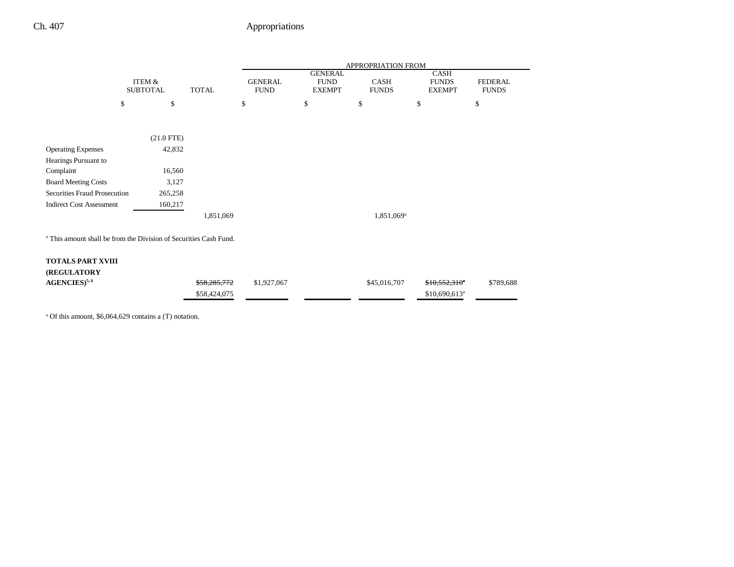| | ITEM & SUBTOTAL | TOTAL | APPROPRIATION FROM GENERAL FUND | GENERAL FUND EXEMPT | CASH FUNDS | CASH FUNDS EXEMPT | FEDERAL FUNDS |
|---|---|---|---|---|---|---|---|
| | $ | $ | $ | $ | $ | $ | $ |
| | (21.0 FTE) | | | | | | |
| Operating Expenses | 42,832 | | | | | | |
| Hearings Pursuant to Complaint | 16,560 | | | | | | |
| Board Meeting Costs | 3,127 | | | | | | |
| Securities Fraud Prosecution | 265,258 | | | | | | |
| Indirect Cost Assessment | 160,217 | | | | | | |
| | | 1,851,069 | | | 1,851,069[a] | | |

[a] This amount shall be from the Division of Securities Cash Fund.

| | ITEM & SUBTOTAL | TOTAL | GENERAL FUND | GENERAL FUND EXEMPT | CASH FUNDS | CASH FUNDS EXEMPT | FEDERAL FUNDS |
|---|---|---|---|---|---|---|---|
| **TOTALS PART XVIII (REGULATORY AGENCIES)**[5, 6] | | ~~$58,285,772~~ $58,424,075 | $1,927,067 | | $45,016,707 | ~~$10,552,310~~[a] $10,690,613[a] | $789,688 |

[a] Of this amount, $6,064,629 contains a (T) notation.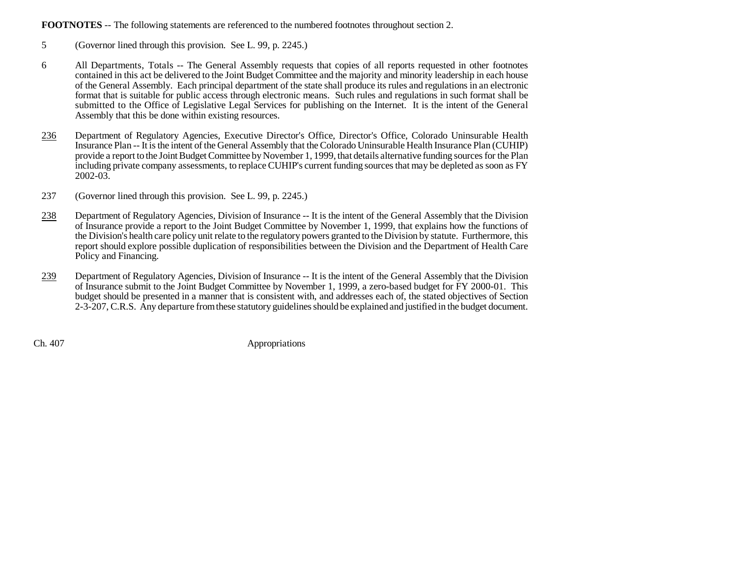**FOOTNOTES** -- The following statements are referenced to the numbered footnotes throughout section 2.

5 (Governor lined through this provision. See L. 99, p. 2245.)

6 All Departments, Totals -- The General Assembly requests that copies of all reports requested in other footnotes contained in this act be delivered to the Joint Budget Committee and the majority and minority leadership in each house of the General Assembly. Each principal department of the state shall produce its rules and regulations in an electronic format that is suitable for public access through electronic means. Such rules and regulations in such format shall be submitted to the Office of Legislative Legal Services for publishing on the Internet. It is the intent of the General Assembly that this be done within existing resources.

236 Department of Regulatory Agencies, Executive Director's Office, Director's Office, Colorado Uninsurable Health Insurance Plan -- It is the intent of the General Assembly that the Colorado Uninsurable Health Insurance Plan (CUHIP) provide a report to the Joint Budget Committee by November 1, 1999, that details alternative funding sources for the Plan including private company assessments, to replace CUHIP's current funding sources that may be depleted as soon as FY 2002-03.

237 (Governor lined through this provision. See L. 99, p. 2245.)

238 Department of Regulatory Agencies, Division of Insurance -- It is the intent of the General Assembly that the Division of Insurance provide a report to the Joint Budget Committee by November 1, 1999, that explains how the functions of the Division's health care policy unit relate to the regulatory powers granted to the Division by statute. Furthermore, this report should explore possible duplication of responsibilities between the Division and the Department of Health Care Policy and Financing.

239 Department of Regulatory Agencies, Division of Insurance -- It is the intent of the General Assembly that the Division of Insurance submit to the Joint Budget Committee by November 1, 1999, a zero-based budget for FY 2000-01. This budget should be presented in a manner that is consistent with, and addresses each of, the stated objectives of Section 2-3-207, C.R.S. Any departure from these statutory guidelines should be explained and justified in the budget document.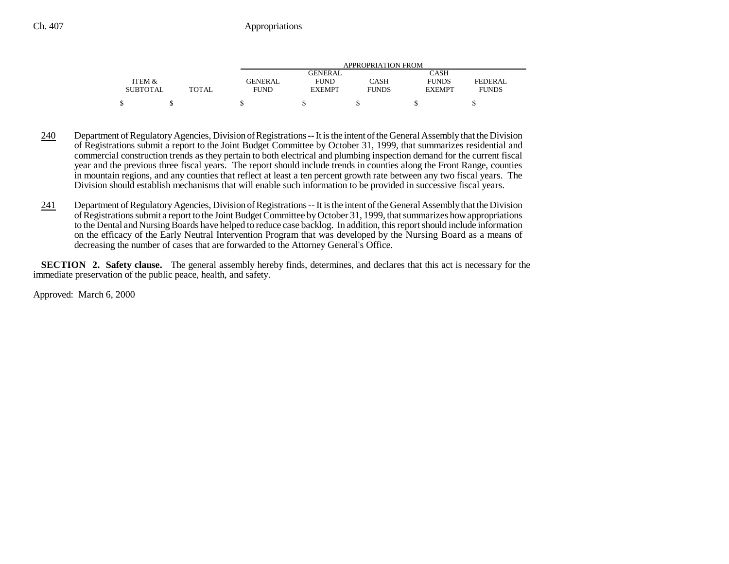| | | | APPROPRIATION FROM | | | | |
|---|---|---|---|---|---|---|---|
| ITEM & SUBTOTAL | TOTAL | GENERAL FUND | GENERAL FUND EXEMPT | CASH FUNDS | CASH FUNDS EXEMPT | FEDERAL FUNDS |
| $ | $ | $ | $ | $ | $ | $ |

240 Department of Regulatory Agencies, Division of Registrations -- It is the intent of the General Assembly that the Division of Registrations submit a report to the Joint Budget Committee by October 31, 1999, that summarizes residential and commercial construction trends as they pertain to both electrical and plumbing inspection demand for the current fiscal year and the previous three fiscal years. The report should include trends in counties along the Front Range, counties in mountain regions, and any counties that reflect at least a ten percent growth rate between any two fiscal years. The Division should establish mechanisms that will enable such information to be provided in successive fiscal years.

241 Department of Regulatory Agencies, Division of Registrations -- It is the intent of the General Assembly that the Division of Registrations submit a report to the Joint Budget Committee by October 31, 1999, that summarizes how appropriations to the Dental and Nursing Boards have helped to reduce case backlog. In addition, this report should include information on the efficacy of the Early Neutral Intervention Program that was developed by the Nursing Board as a means of decreasing the number of cases that are forwarded to the Attorney General's Office.

**SECTION 2. Safety clause.** The general assembly hereby finds, determines, and declares that this act is necessary for the immediate preservation of the public peace, health, and safety.

Approved: March 6, 2000